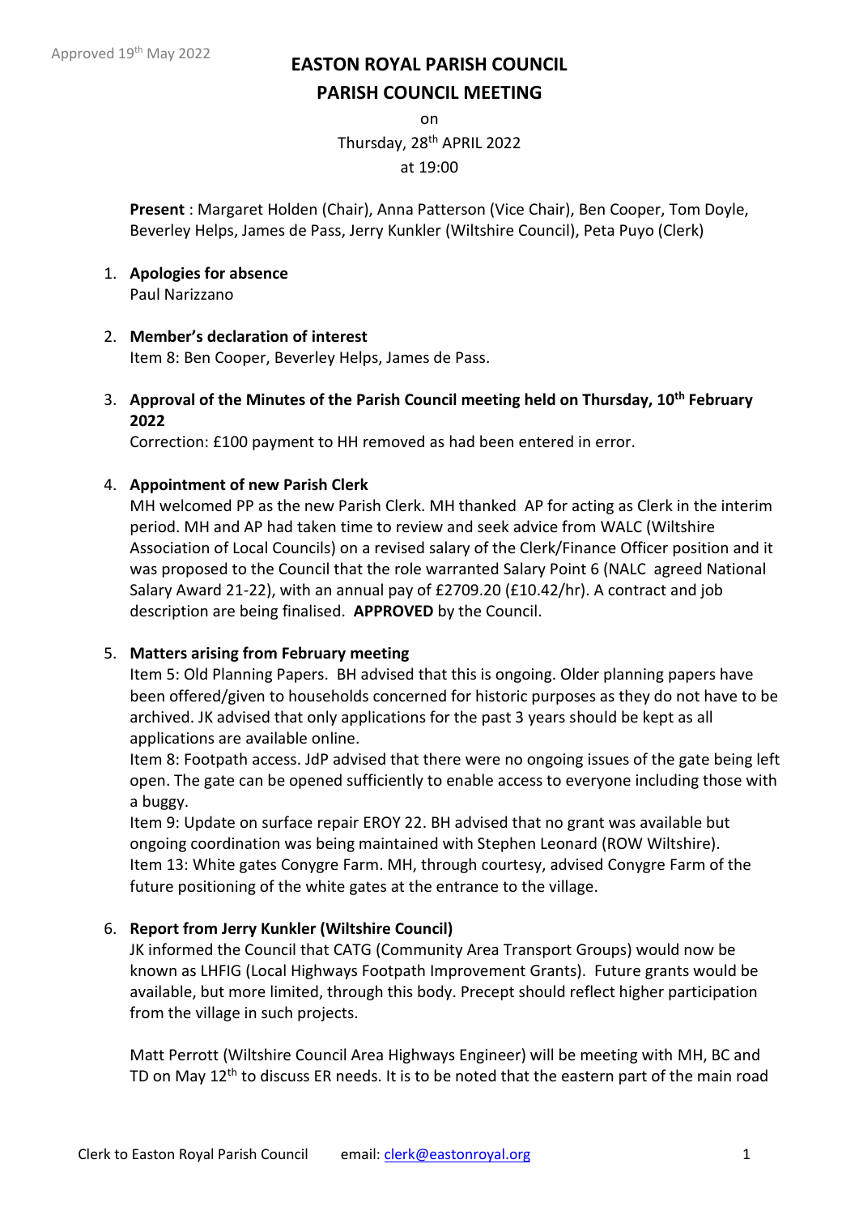Approved 19th May 2022

# EASTON ROYAL PARISH COUNCIL
## PARISH COUNCIL MEETING

on

Thursday, 28th APRIL 2022

at 19:00

**Present** : Margaret Holden (Chair), Anna Patterson (Vice Chair), Ben Cooper, Tom Doyle, Beverley Helps, James de Pass, Jerry Kunkler (Wiltshire Council), Peta Puyo (Clerk)

1. **Apologies for absence**
   Paul Narizzano

2. **Member's declaration of interest**
   Item 8: Ben Cooper, Beverley Helps, James de Pass.

3. **Approval of the Minutes of the Parish Council meeting held on Thursday, 10th February 2022**
   Correction: £100 payment to HH removed as had been entered in error.

4. **Appointment of new Parish Clerk**
   MH welcomed PP as the new Parish Clerk. MH thanked AP for acting as Clerk in the interim period. MH and AP had taken time to review and seek advice from WALC (Wiltshire Association of Local Councils) on a revised salary of the Clerk/Finance Officer position and it was proposed to the Council that the role warranted Salary Point 6 (NALC agreed National Salary Award 21-22), with an annual pay of £2709.20 (£10.42/hr). A contract and job description are being finalised. **APPROVED** by the Council.

5. **Matters arising from February meeting**
   Item 5: Old Planning Papers. BH advised that this is ongoing. Older planning papers have been offered/given to households concerned for historic purposes as they do not have to be archived. JK advised that only applications for the past 3 years should be kept as all applications are available online.
   Item 8: Footpath access. JdP advised that there were no ongoing issues of the gate being left open. The gate can be opened sufficiently to enable access to everyone including those with a buggy.
   Item 9: Update on surface repair EROY 22. BH advised that no grant was available but ongoing coordination was being maintained with Stephen Leonard (ROW Wiltshire).
   Item 13: White gates Conygre Farm. MH, through courtesy, advised Conygre Farm of the future positioning of the white gates at the entrance to the village.

6. **Report from Jerry Kunkler (Wiltshire Council)**
   JK informed the Council that CATG (Community Area Transport Groups) would now be known as LHFIG (Local Highways Footpath Improvement Grants). Future grants would be available, but more limited, through this body. Precept should reflect higher participation from the village in such projects.

   Matt Perrott (Wiltshire Council Area Highways Engineer) will be meeting with MH, BC and TD on May 12th to discuss ER needs. It is to be noted that the eastern part of the main road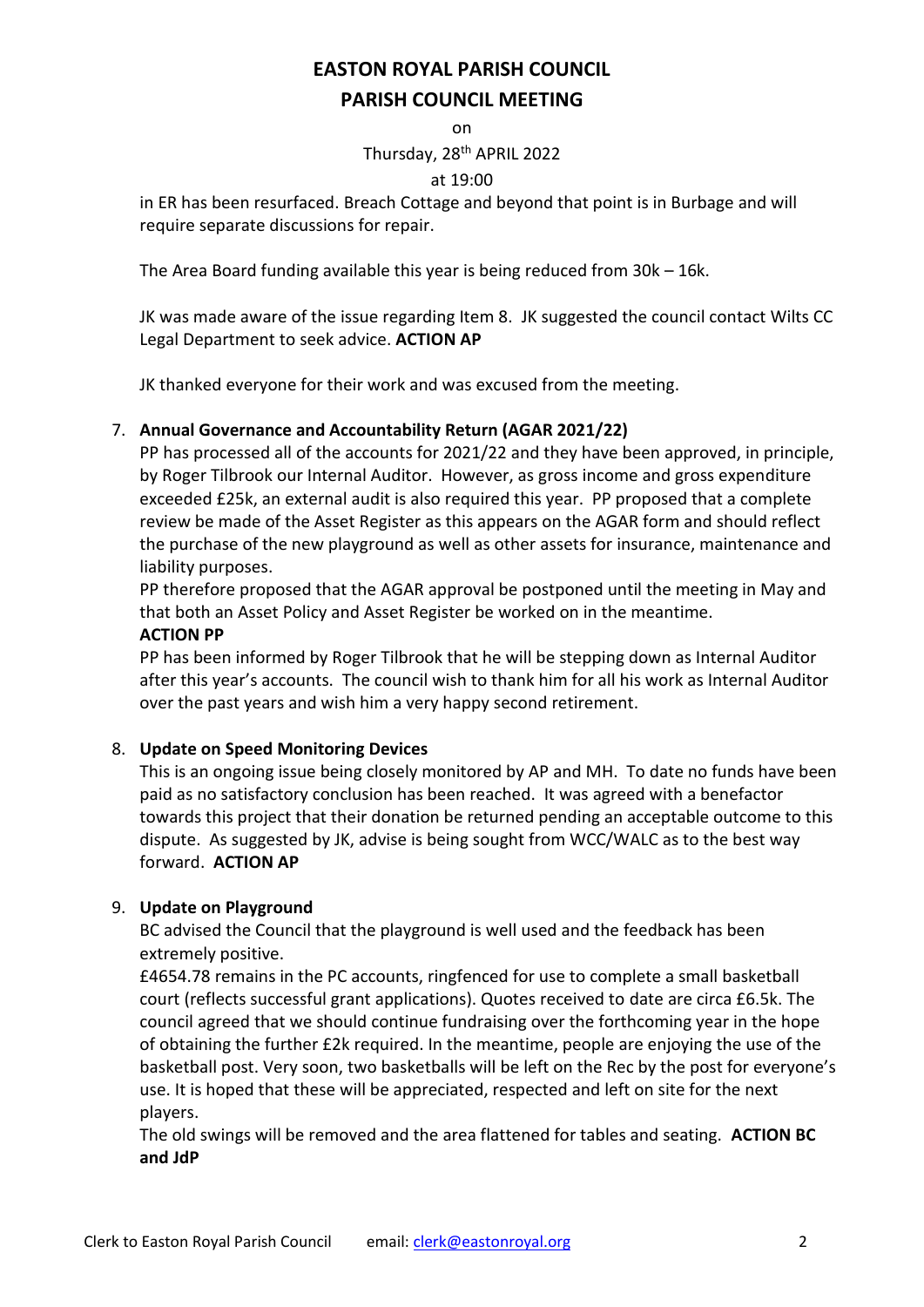# EASTON ROYAL PARISH COUNCIL

## PARISH COUNCIL MEETING

on

Thursday, 28th APRIL 2022

at 19:00

in ER has been resurfaced. Breach Cottage and beyond that point is in Burbage and will require separate discussions for repair.

The Area Board funding available this year is being reduced from 30k – 16k.

JK was made aware of the issue regarding Item 8. JK suggested the council contact Wilts CC Legal Department to seek advice. **ACTION AP**

JK thanked everyone for their work and was excused from the meeting.

7. **Annual Governance and Accountability Return (AGAR 2021/22)**
   PP has processed all of the accounts for 2021/22 and they have been approved, in principle, by Roger Tilbrook our Internal Auditor. However, as gross income and gross expenditure exceeded £25k, an external audit is also required this year. PP proposed that a complete review be made of the Asset Register as this appears on the AGAR form and should reflect the purchase of the new playground as well as other assets for insurance, maintenance and liability purposes.
   PP therefore proposed that the AGAR approval be postponed until the meeting in May and that both an Asset Policy and Asset Register be worked on in the meantime.
   **ACTION PP**
   PP has been informed by Roger Tilbrook that he will be stepping down as Internal Auditor after this year's accounts. The council wish to thank him for all his work as Internal Auditor over the past years and wish him a very happy second retirement.

8. **Update on Speed Monitoring Devices**
   This is an ongoing issue being closely monitored by AP and MH. To date no funds have been paid as no satisfactory conclusion has been reached. It was agreed with a benefactor towards this project that their donation be returned pending an acceptable outcome to this dispute. As suggested by JK, advise is being sought from WCC/WALC as to the best way forward. **ACTION AP**

9. **Update on Playground**
   BC advised the Council that the playground is well used and the feedback has been extremely positive.
   £4654.78 remains in the PC accounts, ringfenced for use to complete a small basketball court (reflects successful grant applications). Quotes received to date are circa £6.5k. The council agreed that we should continue fundraising over the forthcoming year in the hope of obtaining the further £2k required. In the meantime, people are enjoying the use of the basketball post. Very soon, two basketballs will be left on the Rec by the post for everyone's use. It is hoped that these will be appreciated, respected and left on site for the next players.
   The old swings will be removed and the area flattened for tables and seating. **ACTION BC and JdP**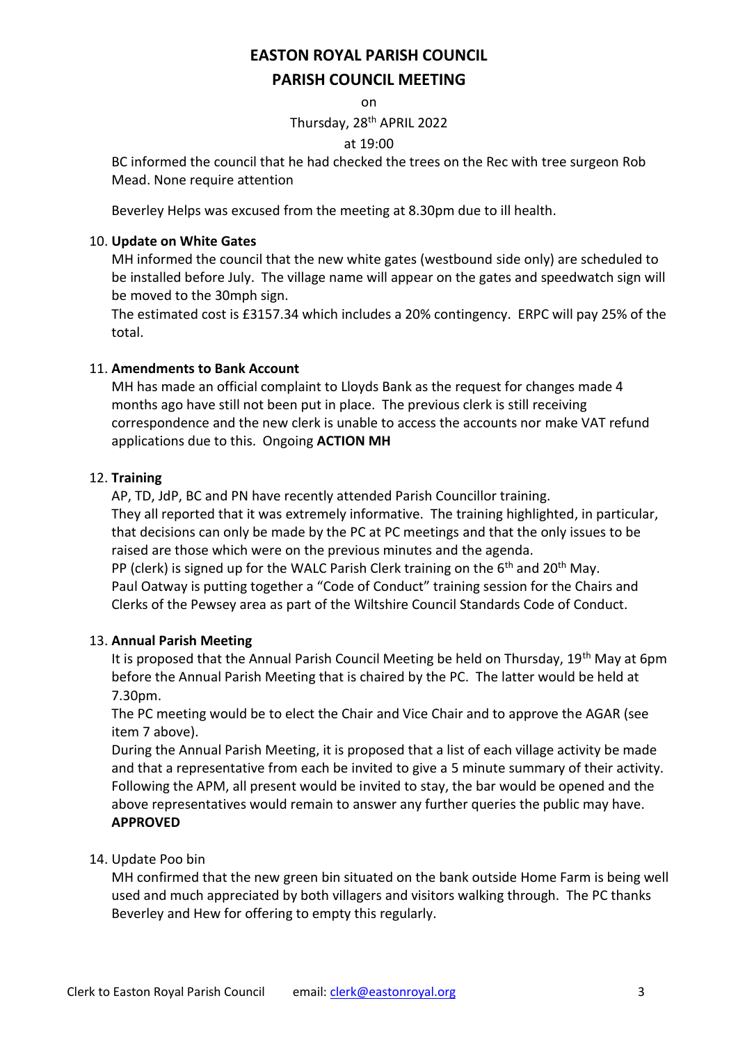# EASTON ROYAL PARISH COUNCIL

## PARISH COUNCIL MEETING

on

Thursday, 28th APRIL 2022

at 19:00

BC informed the council that he had checked the trees on the Rec with tree surgeon Rob Mead. None require attention

Beverley Helps was excused from the meeting at 8.30pm due to ill health.

10. **Update on White Gates**

    MH informed the council that the new white gates (westbound side only) are scheduled to be installed before July. The village name will appear on the gates and speedwatch sign will be moved to the 30mph sign.

    The estimated cost is £3157.34 which includes a 20% contingency. ERPC will pay 25% of the total.

11. **Amendments to Bank Account**

    MH has made an official complaint to Lloyds Bank as the request for changes made 4 months ago have still not been put in place. The previous clerk is still receiving correspondence and the new clerk is unable to access the accounts nor make VAT refund applications due to this. Ongoing **ACTION MH**

12. **Training**

    AP, TD, JdP, BC and PN have recently attended Parish Councillor training.

    They all reported that it was extremely informative. The training highlighted, in particular, that decisions can only be made by the PC at PC meetings and that the only issues to be raised are those which were on the previous minutes and the agenda.

    PP (clerk) is signed up for the WALC Parish Clerk training on the 6th and 20th May.

    Paul Oatway is putting together a "Code of Conduct" training session for the Chairs and Clerks of the Pewsey area as part of the Wiltshire Council Standards Code of Conduct.

13. **Annual Parish Meeting**

    It is proposed that the Annual Parish Council Meeting be held on Thursday, 19th May at 6pm before the Annual Parish Meeting that is chaired by the PC. The latter would be held at 7.30pm.

    The PC meeting would be to elect the Chair and Vice Chair and to approve the AGAR (see item 7 above).

    During the Annual Parish Meeting, it is proposed that a list of each village activity be made and that a representative from each be invited to give a 5 minute summary of their activity. Following the APM, all present would be invited to stay, the bar would be opened and the above representatives would remain to answer any further queries the public may have.

    **APPROVED**

14. Update Poo bin

    MH confirmed that the new green bin situated on the bank outside Home Farm is being well used and much appreciated by both villagers and visitors walking through. The PC thanks Beverley and Hew for offering to empty this regularly.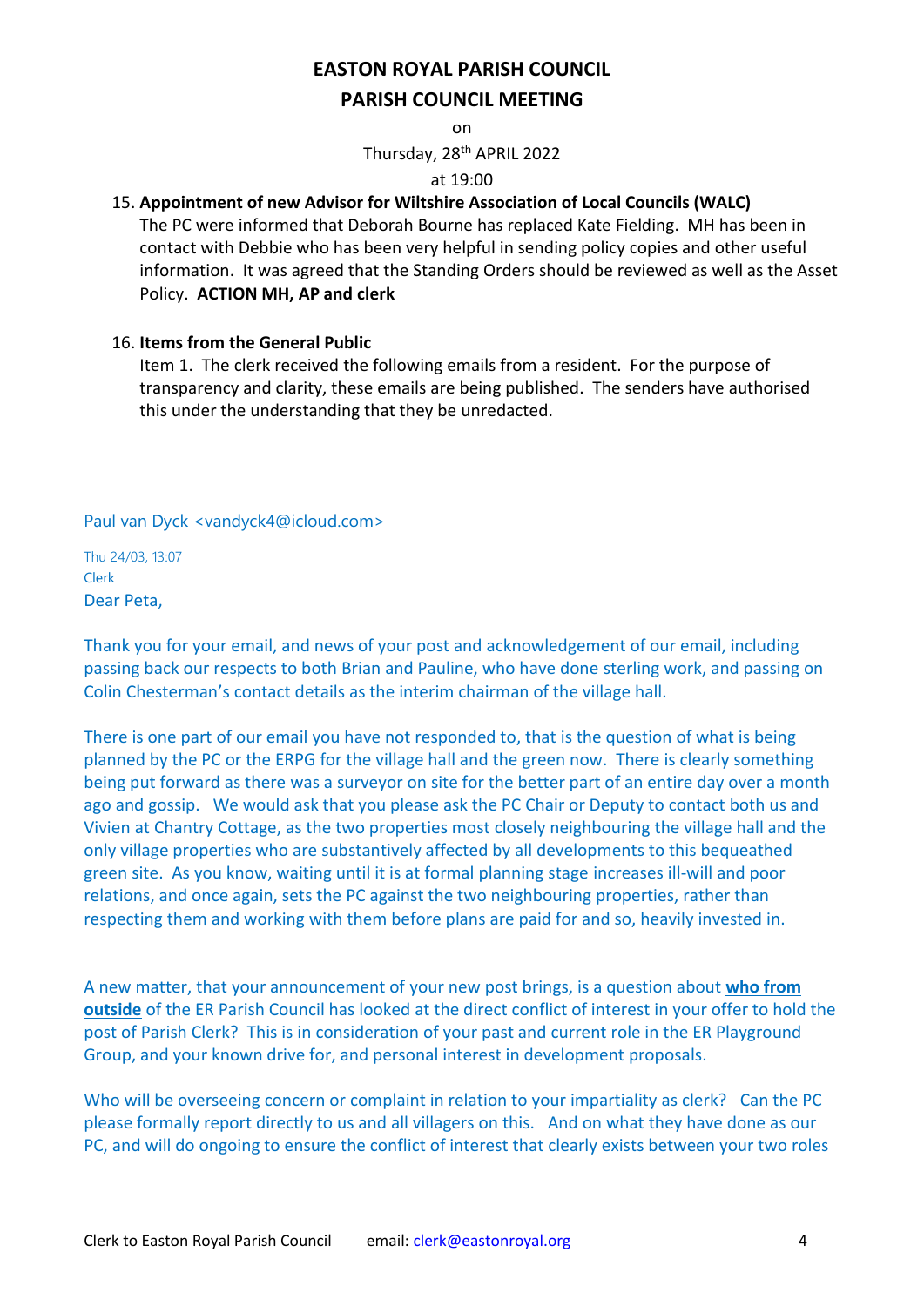# EASTON ROYAL PARISH COUNCIL

## PARISH COUNCIL MEETING

on

Thursday, 28th APRIL 2022

at 19:00

15. **Appointment of new Advisor for Wiltshire Association of Local Councils (WALC)**
    The PC were informed that Deborah Bourne has replaced Kate Fielding. MH has been in contact with Debbie who has been very helpful in sending policy copies and other useful information. It was agreed that the Standing Orders should be reviewed as well as the Asset Policy. **ACTION MH, AP and clerk**

16. **Items from the General Public**
    Item 1. The clerk received the following emails from a resident. For the purpose of transparency and clarity, these emails are being published. The senders have authorised this under the understanding that they be unredacted.

Paul van Dyck <vandyck4@icloud.com>

Thu 24/03, 13:07
Clerk
Dear Peta,

Thank you for your email, and news of your post and acknowledgement of our email, including passing back our respects to both Brian and Pauline, who have done sterling work, and passing on Colin Chesterman's contact details as the interim chairman of the village hall.

There is one part of our email you have not responded to, that is the question of what is being planned by the PC or the ERPG for the village hall and the green now. There is clearly something being put forward as there was a surveyor on site for the better part of an entire day over a month ago and gossip. We would ask that you please ask the PC Chair or Deputy to contact both us and Vivien at Chantry Cottage, as the two properties most closely neighbouring the village hall and the only village properties who are substantively affected by all developments to this bequeathed green site. As you know, waiting until it is at formal planning stage increases ill-will and poor relations, and once again, sets the PC against the two neighbouring properties, rather than respecting them and working with them before plans are paid for and so, heavily invested in.

A new matter, that your announcement of your new post brings, is a question about **who from outside** of the ER Parish Council has looked at the direct conflict of interest in your offer to hold the post of Parish Clerk? This is in consideration of your past and current role in the ER Playground Group, and your known drive for, and personal interest in development proposals.

Who will be overseeing concern or complaint in relation to your impartiality as clerk? Can the PC please formally report directly to us and all villagers on this. And on what they have done as our PC, and will do ongoing to ensure the conflict of interest that clearly exists between your two roles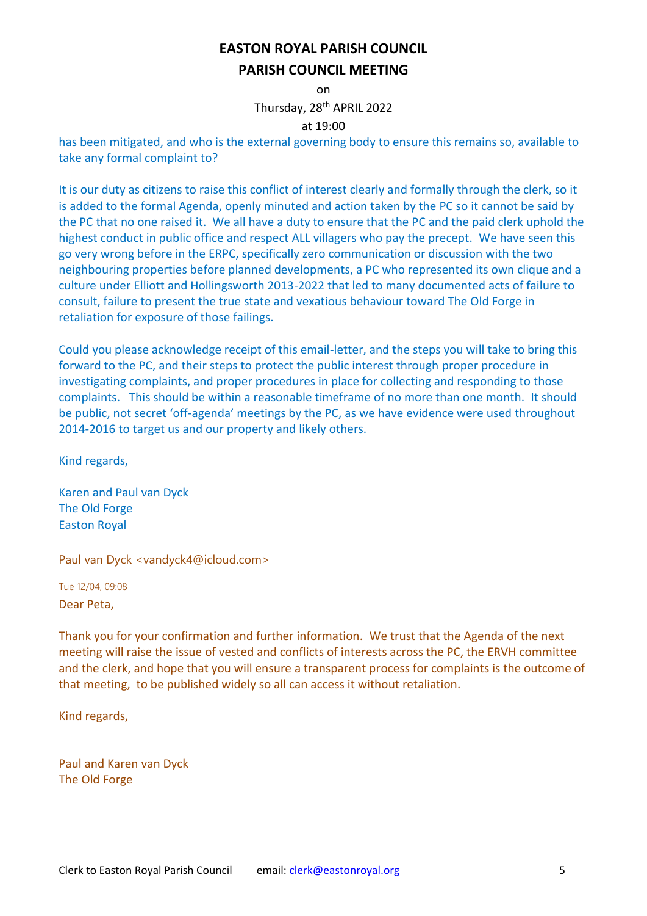# EASTON ROYAL PARISH COUNCIL

## PARISH COUNCIL MEETING

on

Thursday, 28th APRIL 2022

at 19:00

has been mitigated, and who is the external governing body to ensure this remains so, available to take any formal complaint to?

It is our duty as citizens to raise this conflict of interest clearly and formally through the clerk, so it is added to the formal Agenda, openly minuted and action taken by the PC so it cannot be said by the PC that no one raised it. We all have a duty to ensure that the PC and the paid clerk uphold the highest conduct in public office and respect ALL villagers who pay the precept. We have seen this go very wrong before in the ERPC, specifically zero communication or discussion with the two neighbouring properties before planned developments, a PC who represented its own clique and a culture under Elliott and Hollingsworth 2013-2022 that led to many documented acts of failure to consult, failure to present the true state and vexatious behaviour toward The Old Forge in retaliation for exposure of those failings.

Could you please acknowledge receipt of this email-letter, and the steps you will take to bring this forward to the PC, and their steps to protect the public interest through proper procedure in investigating complaints, and proper procedures in place for collecting and responding to those complaints. This should be within a reasonable timeframe of no more than one month. It should be public, not secret 'off-agenda' meetings by the PC, as we have evidence were used throughout 2014-2016 to target us and our property and likely others.

Kind regards,

Karen and Paul van Dyck
The Old Forge
Easton Royal

Paul van Dyck <vandyck4@icloud.com>

Tue 12/04, 09:08

Dear Peta,

Thank you for your confirmation and further information. We trust that the Agenda of the next meeting will raise the issue of vested and conflicts of interests across the PC, the ERVH committee and the clerk, and hope that you will ensure a transparent process for complaints is the outcome of that meeting, to be published widely so all can access it without retaliation.

Kind regards,

Paul and Karen van Dyck
The Old Forge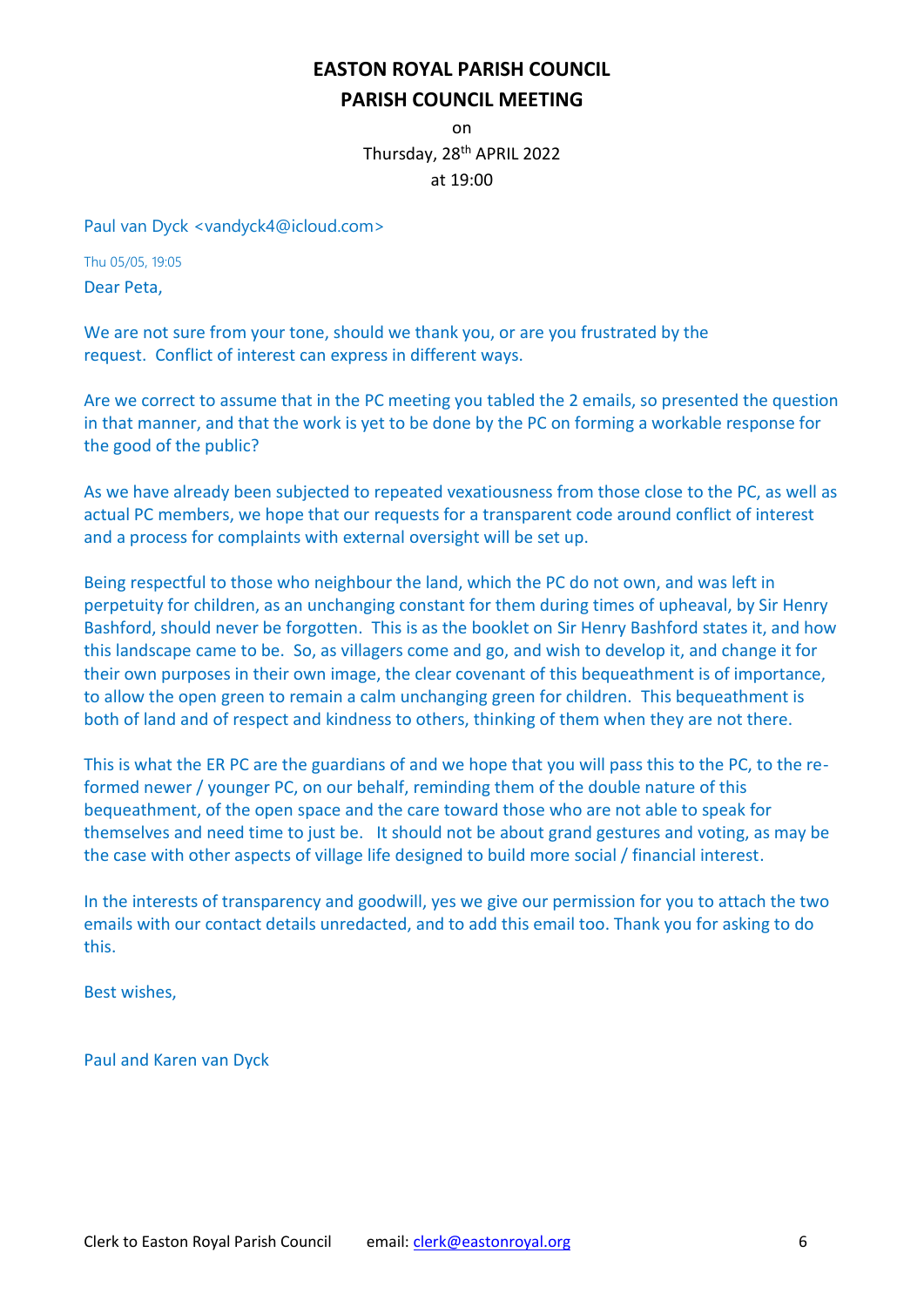# EASTON ROYAL PARISH COUNCIL
## PARISH COUNCIL MEETING

on
Thursday, 28th APRIL 2022
at 19:00

Paul van Dyck <vandyck4@icloud.com>

Thu 05/05, 19:05

Dear Peta,

We are not sure from your tone, should we thank you, or are you frustrated by the request. Conflict of interest can express in different ways.

Are we correct to assume that in the PC meeting you tabled the 2 emails, so presented the question in that manner, and that the work is yet to be done by the PC on forming a workable response for the good of the public?

As we have already been subjected to repeated vexatiousness from those close to the PC, as well as actual PC members, we hope that our requests for a transparent code around conflict of interest and a process for complaints with external oversight will be set up.

Being respectful to those who neighbour the land, which the PC do not own, and was left in perpetuity for children, as an unchanging constant for them during times of upheaval, by Sir Henry Bashford, should never be forgotten. This is as the booklet on Sir Henry Bashford states it, and how this landscape came to be. So, as villagers come and go, and wish to develop it, and change it for their own purposes in their own image, the clear covenant of this bequeathment is of importance, to allow the open green to remain a calm unchanging green for children. This bequeathment is both of land and of respect and kindness to others, thinking of them when they are not there.

This is what the ER PC are the guardians of and we hope that you will pass this to the PC, to the re-formed newer / younger PC, on our behalf, reminding them of the double nature of this bequeathment, of the open space and the care toward those who are not able to speak for themselves and need time to just be. It should not be about grand gestures and voting, as may be the case with other aspects of village life designed to build more social / financial interest.

In the interests of transparency and goodwill, yes we give our permission for you to attach the two emails with our contact details unredacted, and to add this email too. Thank you for asking to do this.

Best wishes,

Paul and Karen van Dyck

Clerk to Easton Royal Parish Council email: clerk@eastonroyal.org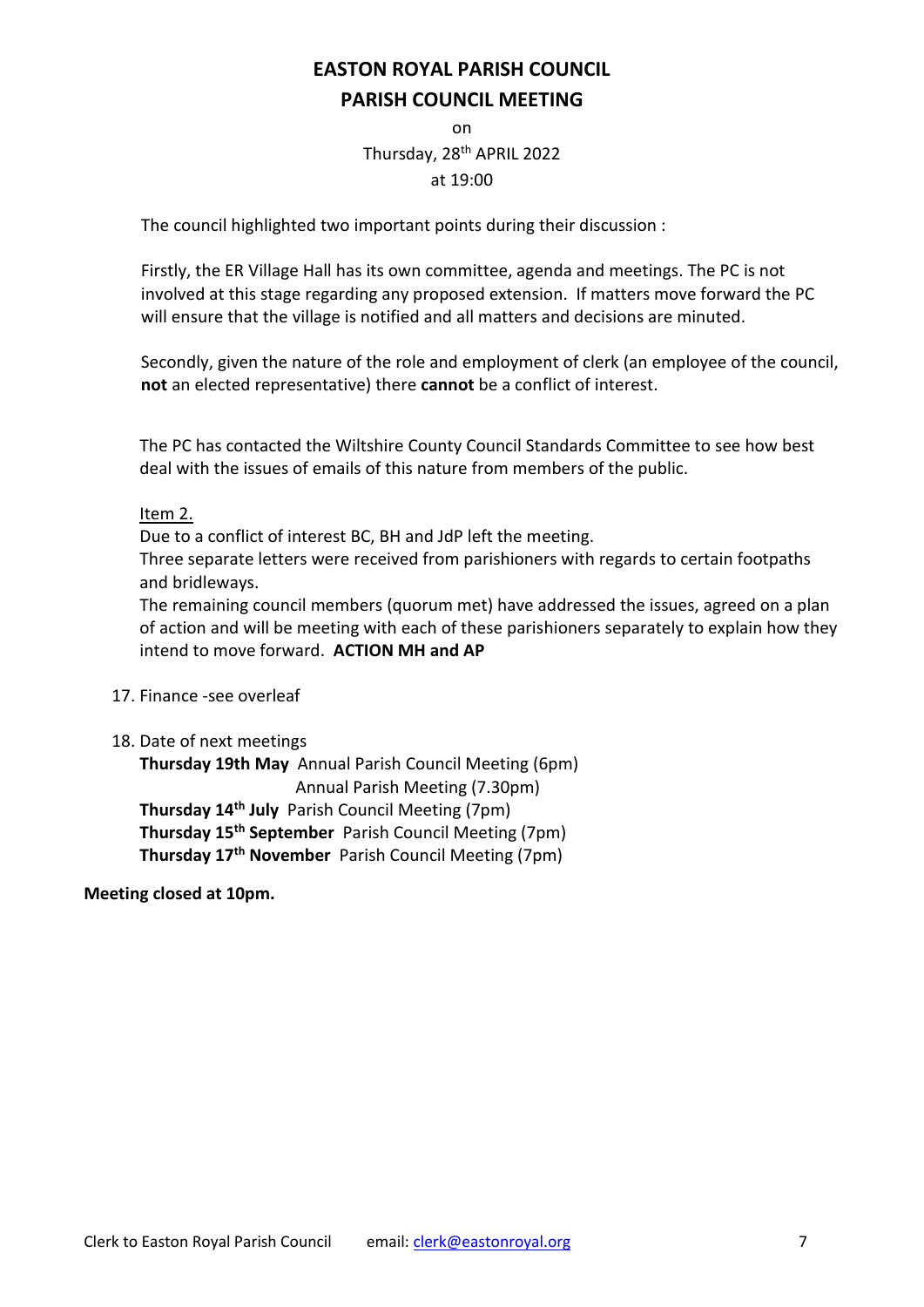# EASTON ROYAL PARISH COUNCIL

## PARISH COUNCIL MEETING

on

Thursday, 28th APRIL 2022

at 19:00

The council highlighted two important points during their discussion :

Firstly, the ER Village Hall has its own committee, agenda and meetings. The PC is not involved at this stage regarding any proposed extension. If matters move forward the PC will ensure that the village is notified and all matters and decisions are minuted.

Secondly, given the nature of the role and employment of clerk (an employee of the council, **not** an elected representative) there **cannot** be a conflict of interest.

The PC has contacted the Wiltshire County Council Standards Committee to see how best deal with the issues of emails of this nature from members of the public.

Item 2.

Due to a conflict of interest BC, BH and JdP left the meeting.

Three separate letters were received from parishioners with regards to certain footpaths and bridleways.

The remaining council members (quorum met) have addressed the issues, agreed on a plan of action and will be meeting with each of these parishioners separately to explain how they intend to move forward. **ACTION MH and AP**

17. Finance -see overleaf

18. Date of next meetings

    **Thursday 19th May** Annual Parish Council Meeting (6pm)
    Annual Parish Meeting (7.30pm)
    **Thursday 14th July** Parish Council Meeting (7pm)
    **Thursday 15th September** Parish Council Meeting (7pm)
    **Thursday 17th November** Parish Council Meeting (7pm)

**Meeting closed at 10pm.**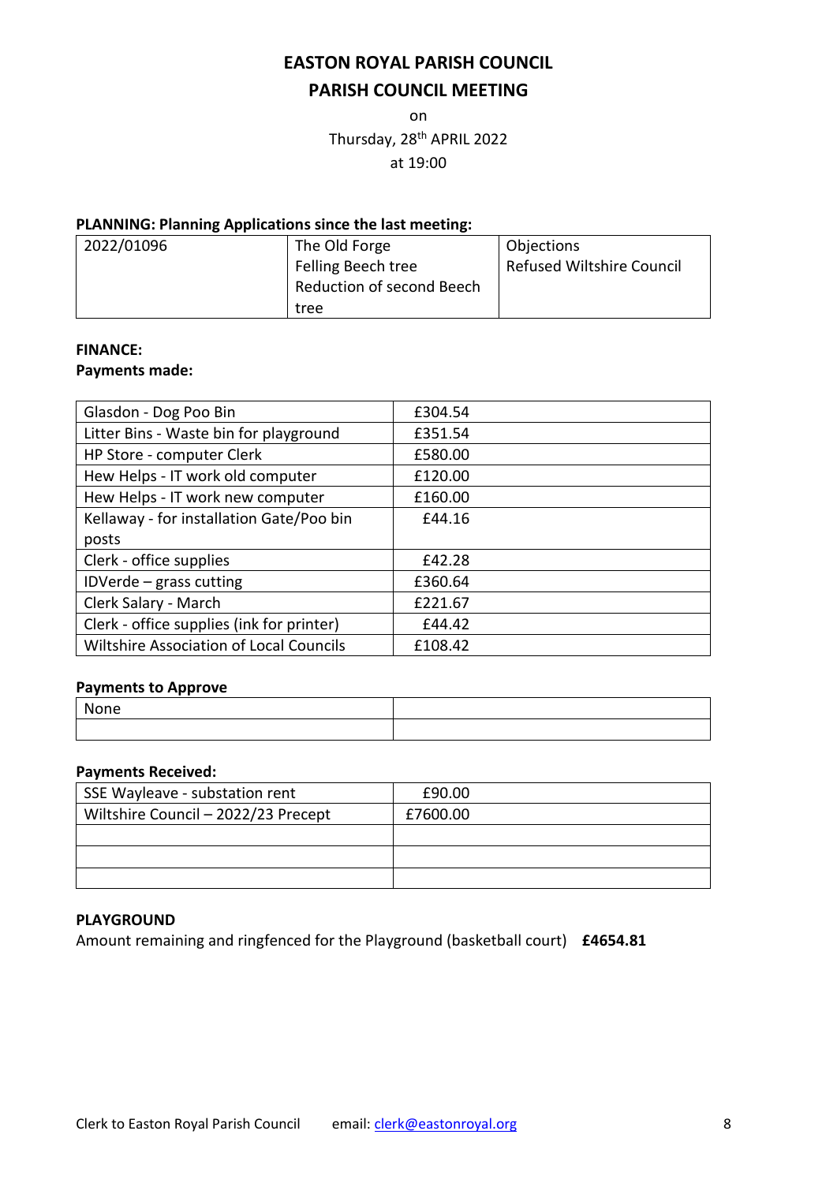# EASTON ROYAL PARISH COUNCIL
## PARISH COUNCIL MEETING

on

Thursday, 28th APRIL 2022

at 19:00

**PLANNING: Planning Applications since the last meeting:**

| | | |
|---|---|---|
| 2022/01096 | The Old Forge<br>Felling Beech tree<br>Reduction of second Beech tree | Objections<br>Refused Wiltshire Council |

**FINANCE:**

**Payments made:**

| | |
|---|---|
| Glasdon - Dog Poo Bin | £304.54 |
| Litter Bins - Waste bin for playground | £351.54 |
| HP Store - computer Clerk | £580.00 |
| Hew Helps - IT work old computer | £120.00 |
| Hew Helps - IT work new computer | £160.00 |
| Kellaway - for installation Gate/Poo bin posts | £44.16 |
| Clerk - office supplies | £42.28 |
| IDVerde – grass cutting | £360.64 |
| Clerk Salary - March | £221.67 |
| Clerk - office supplies (ink for printer) | £44.42 |
| Wiltshire Association of Local Councils | £108.42 |

**Payments to Approve**

| | |
|---|---|
| None | |
| | |

**Payments Received:**

| | |
|---|---|
| SSE Wayleave - substation rent | £90.00 |
| Wiltshire Council – 2022/23 Precept | £7600.00 |
| | |
| | |
| | |

**PLAYGROUND**

Amount remaining and ringfenced for the Playground (basketball court) **£4654.81**

Clerk to Easton Royal Parish Council email: clerk@eastonroyal.org